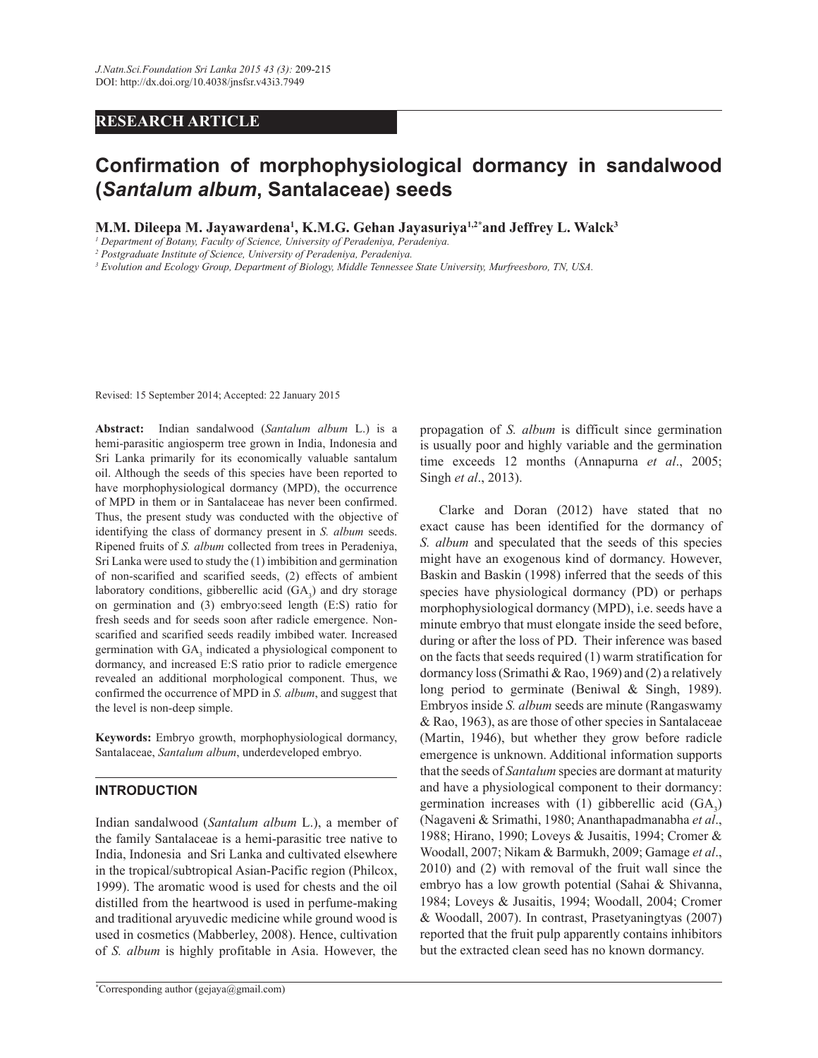RESEARCH ARTICLE

# Confirmation of morphophysiological dormancy in sandalwood (*Santalum album*, Santalaceae) seeds

**M.M. Dileepa M. Jayawardena[1], K.M.G. Gehan Jayasuriya[1,2*] and Jeffrey L. Walck[3]**

[1] *Department of Botany, Faculty of Science, University of Peradeniya, Peradeniya.*
[2] *Postgraduate Institute of Science, University of Peradeniya, Peradeniya.*
[3] *Evolution and Ecology Group, Department of Biology, Middle Tennessee State University, Murfreesboro, TN, USA.*

Revised: 15 September 2014; Accepted: 22 January 2015

**Abstract:** Indian sandalwood (*Santalum album* L.) is a hemi-parasitic angiosperm tree grown in India, Indonesia and Sri Lanka primarily for its economically valuable santalum oil. Although the seeds of this species have been reported to have morphophysiological dormancy (MPD), the occurrence of MPD in them or in Santalaceae has never been confirmed. Thus, the present study was conducted with the objective of identifying the class of dormancy present in *S. album* seeds. Ripened fruits of *S. album* collected from trees in Peradeniya, Sri Lanka were used to study the (1) imbibition and germination of non-scarified and scarified seeds, (2) effects of ambient laboratory conditions, gibberellic acid ($GA_3$) and dry storage on germination and (3) embryo:seed length (E:S) ratio for fresh seeds and for seeds soon after radicle emergence. Non-scarified and scarified seeds readily imbibed water. Increased germination with $GA_3$ indicated a physiological component to dormancy, and increased E:S ratio prior to radicle emergence revealed an additional morphological component. Thus, we confirmed the occurrence of MPD in *S. album*, and suggest that the level is non-deep simple.

**Keywords:** Embryo growth, morphophysiological dormancy, Santalaceae, *Santalum album*, underdeveloped embryo.

## INTRODUCTION

Indian sandalwood (*Santalum album* L.), a member of the family Santalaceae is a hemi-parasitic tree native to India, Indonesia and Sri Lanka and cultivated elsewhere in the tropical/subtropical Asian-Pacific region (Philcox, 1999). The aromatic wood is used for chests and the oil distilled from the heartwood is used in perfume-making and traditional aryuvedic medicine while ground wood is used in cosmetics (Mabberley, 2008). Hence, cultivation of *S. album* is highly profitable in Asia. However, the propagation of *S. album* is difficult since germination is usually poor and highly variable and the germination time exceeds 12 months (Annapurna *et al*., 2005; Singh *et al*., 2013).

Clarke and Doran (2012) have stated that no exact cause has been identified for the dormancy of *S. album* and speculated that the seeds of this species might have an exogenous kind of dormancy. However, Baskin and Baskin (1998) inferred that the seeds of this species have physiological dormancy (PD) or perhaps morphophysiological dormancy (MPD), i.e. seeds have a minute embryo that must elongate inside the seed before, during or after the loss of PD. Their inference was based on the facts that seeds required (1) warm stratification for dormancy loss (Srimathi & Rao, 1969) and (2) a relatively long period to germinate (Beniwal & Singh, 1989). Embryos inside *S. album* seeds are minute (Rangaswamy & Rao, 1963), as are those of other species in Santalaceae (Martin, 1946), but whether they grow before radicle emergence is unknown. Additional information supports that the seeds of *Santalum* species are dormant at maturity and have a physiological component to their dormancy: germination increases with (1) gibberellic acid ($GA_3$) (Nagaveni & Srimathi, 1980; Ananthapadmanabha *et al*., 1988; Hirano, 1990; Loveys & Jusaitis, 1994; Cromer & Woodall, 2007; Nikam & Barmukh, 2009; Gamage *et al*., 2010) and (2) with removal of the fruit wall since the embryo has a low growth potential (Sahai & Shivanna, 1984; Loveys & Jusaitis, 1994; Woodall, 2004; Cromer & Woodall, 2007). In contrast, Prasetyaningtyas (2007) reported that the fruit pulp apparently contains inhibitors but the extracted clean seed has no known dormancy.

*Corresponding author (gejaya@gmail.com)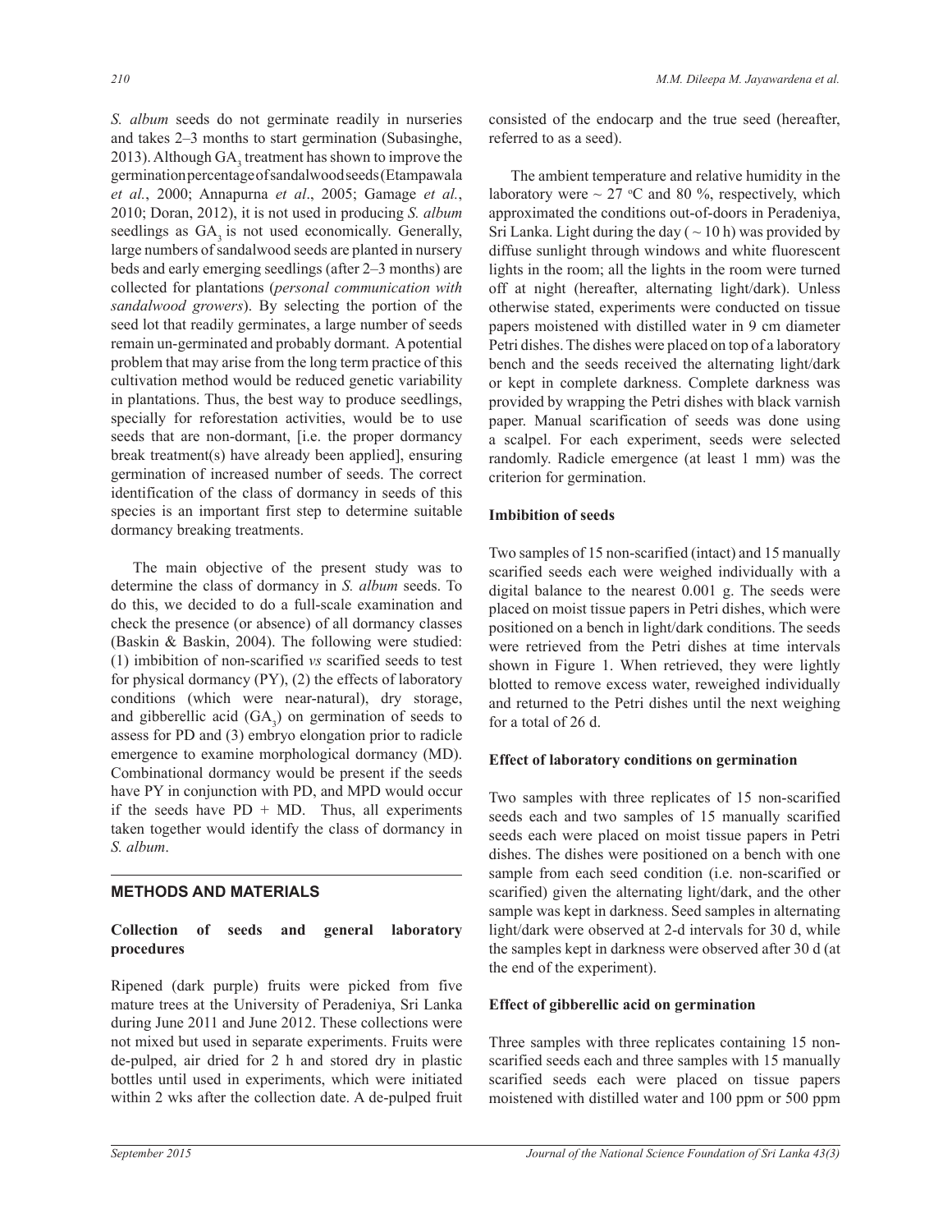*S. album* seeds do not germinate readily in nurseries and takes 2–3 months to start germination (Subasinghe, 2013). Although $GA_3$ treatment has shown to improve the germination percentage of sandalwood seeds (Etampawala *et al.*, 2000; Annapurna *et al*., 2005; Gamage *et al.*, 2010; Doran, 2012), it is not used in producing *S. album* seedlings as $GA_3$ is not used economically. Generally, large numbers of sandalwood seeds are planted in nursery beds and early emerging seedlings (after 2–3 months) are collected for plantations (*personal communication with sandalwood growers*). By selecting the portion of the seed lot that readily germinates, a large number of seeds remain un-germinated and probably dormant. A potential problem that may arise from the long term practice of this cultivation method would be reduced genetic variability in plantations. Thus, the best way to produce seedlings, specially for reforestation activities, would be to use seeds that are non-dormant, [i.e. the proper dormancy break treatment(s) have already been applied], ensuring germination of increased number of seeds. The correct identification of the class of dormancy in seeds of this species is an important first step to determine suitable dormancy breaking treatments.

The main objective of the present study was to determine the class of dormancy in *S. album* seeds. To do this, we decided to do a full-scale examination and check the presence (or absence) of all dormancy classes (Baskin & Baskin, 2004). The following were studied: (1) imbibition of non-scarified *vs* scarified seeds to test for physical dormancy (PY), (2) the effects of laboratory conditions (which were near-natural), dry storage, and gibberellic acid ($GA_3$) on germination of seeds to assess for PD and (3) embryo elongation prior to radicle emergence to examine morphological dormancy (MD). Combinational dormancy would be present if the seeds have PY in conjunction with PD, and MPD would occur if the seeds have PD + MD. Thus, all experiments taken together would identify the class of dormancy in *S. album*.

## METHODS AND MATERIALS

### Collection of seeds and general laboratory procedures

Ripened (dark purple) fruits were picked from five mature trees at the University of Peradeniya, Sri Lanka during June 2011 and June 2012. These collections were not mixed but used in separate experiments. Fruits were de-pulped, air dried for 2 h and stored dry in plastic bottles until used in experiments, which were initiated within 2 wks after the collection date. A de-pulped fruit consisted of the endocarp and the true seed (hereafter, referred to as a seed).

The ambient temperature and relative humidity in the laboratory were ~ 27 °C and 80 %, respectively, which approximated the conditions out-of-doors in Peradeniya, Sri Lanka. Light during the day ( ~ 10 h) was provided by diffuse sunlight through windows and white fluorescent lights in the room; all the lights in the room were turned off at night (hereafter, alternating light/dark). Unless otherwise stated, experiments were conducted on tissue papers moistened with distilled water in 9 cm diameter Petri dishes. The dishes were placed on top of a laboratory bench and the seeds received the alternating light/dark or kept in complete darkness. Complete darkness was provided by wrapping the Petri dishes with black varnish paper. Manual scarification of seeds was done using a scalpel. For each experiment, seeds were selected randomly. Radicle emergence (at least 1 mm) was the criterion for germination.

### Imbibition of seeds

Two samples of 15 non-scarified (intact) and 15 manually scarified seeds each were weighed individually with a digital balance to the nearest 0.001 g. The seeds were placed on moist tissue papers in Petri dishes, which were positioned on a bench in light/dark conditions. The seeds were retrieved from the Petri dishes at time intervals shown in Figure 1. When retrieved, they were lightly blotted to remove excess water, reweighed individually and returned to the Petri dishes until the next weighing for a total of 26 d.

### Effect of laboratory conditions on germination

Two samples with three replicates of 15 non-scarified seeds each and two samples of 15 manually scarified seeds each were placed on moist tissue papers in Petri dishes. The dishes were positioned on a bench with one sample from each seed condition (i.e. non-scarified or scarified) given the alternating light/dark, and the other sample was kept in darkness. Seed samples in alternating light/dark were observed at 2-d intervals for 30 d, while the samples kept in darkness were observed after 30 d (at the end of the experiment).

### Effect of gibberellic acid on germination

Three samples with three replicates containing 15 non-scarified seeds each and three samples with 15 manually scarified seeds each were placed on tissue papers moistened with distilled water and 100 ppm or 500 ppm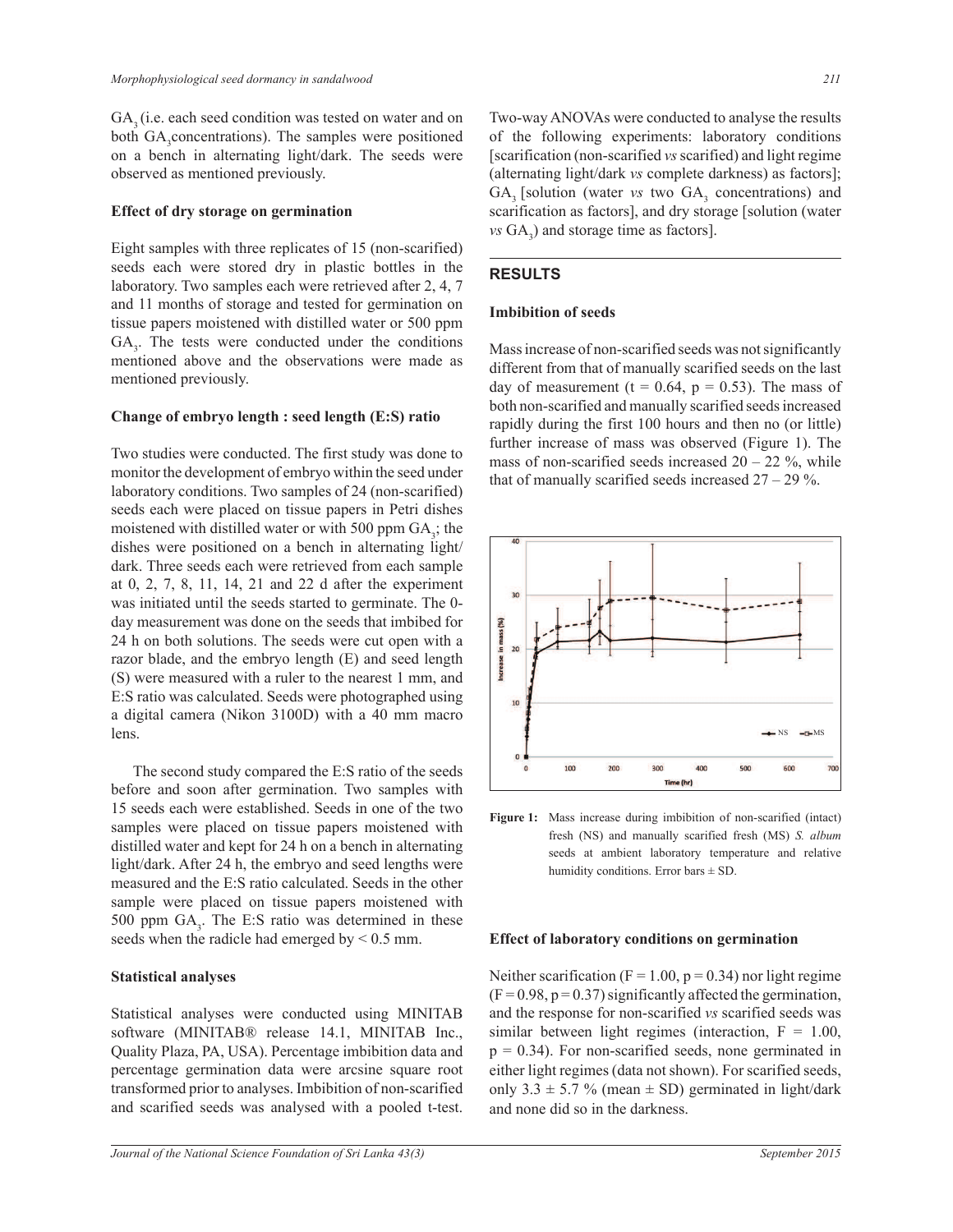$GA_3$ (i.e. each seed condition was tested on water and on both $GA_3$ concentrations). The samples were positioned on a bench in alternating light/dark. The seeds were observed as mentioned previously.

### Effect of dry storage on germination

Eight samples with three replicates of 15 (non-scarified) seeds each were stored dry in plastic bottles in the laboratory. Two samples each were retrieved after 2, 4, 7 and 11 months of storage and tested for germination on tissue papers moistened with distilled water or 500 ppm $GA_3$. The tests were conducted under the conditions mentioned above and the observations were made as mentioned previously.

### Change of embryo length : seed length (E:S) ratio

Two studies were conducted. The first study was done to monitor the development of embryo within the seed under laboratory conditions. Two samples of 24 (non-scarified) seeds each were placed on tissue papers in Petri dishes moistened with distilled water or with 500 ppm $GA_3$; the dishes were positioned on a bench in alternating light/dark. Three seeds each were retrieved from each sample at 0, 2, 7, 8, 11, 14, 21 and 22 d after the experiment was initiated until the seeds started to germinate. The 0-day measurement was done on the seeds that imbibed for 24 h on both solutions. The seeds were cut open with a razor blade, and the embryo length (E) and seed length (S) were measured with a ruler to the nearest 1 mm, and E:S ratio was calculated. Seeds were photographed using a digital camera (Nikon 3100D) with a 40 mm macro lens.

The second study compared the E:S ratio of the seeds before and soon after germination. Two samples with 15 seeds each were established. Seeds in one of the two samples were placed on tissue papers moistened with distilled water and kept for 24 h on a bench in alternating light/dark. After 24 h, the embryo and seed lengths were measured and the E:S ratio calculated. Seeds in the other sample were placed on tissue papers moistened with 500 ppm $GA_3$. The E:S ratio was determined in these seeds when the radicle had emerged by < 0.5 mm.

### Statistical analyses

Statistical analyses were conducted using MINITAB software (MINITAB® release 14.1, MINITAB Inc., Quality Plaza, PA, USA). Percentage imbibition data and percentage germination data were arcsine square root transformed prior to analyses. Imbibition of non-scarified and scarified seeds was analysed with a pooled t-test. Two-way ANOVAs were conducted to analyse the results of the following experiments: laboratory conditions [scarification (non-scarified *vs* scarified) and light regime (alternating light/dark *vs* complete darkness) as factors]; $GA_3$ [solution (water *vs* two $GA_3$ concentrations) and scarification as factors], and dry storage [solution (water *vs* $GA_3$) and storage time as factors].

## RESULTS

### Imbibition of seeds

Mass increase of non-scarified seeds was not significantly different from that of manually scarified seeds on the last day of measurement ($t = 0.64$, $p = 0.53$). The mass of both non-scarified and manually scarified seeds increased rapidly during the first 100 hours and then no (or little) further increase of mass was observed (Figure 1). The mass of non-scarified seeds increased 20 – 22 %, while that of manually scarified seeds increased 27 – 29 %.

**Figure 1:** Mass increase during imbibition of non-scarified (intact) fresh (NS) and manually scarified fresh (MS) *S. album* seeds at ambient laboratory temperature and relative humidity conditions. Error bars ± SD.

### Effect of laboratory conditions on germination

Neither scarification ($F = 1.00$, $p = 0.34$) nor light regime ($F = 0.98$, $p = 0.37$) significantly affected the germination, and the response for non-scarified *vs* scarified seeds was similar between light regimes (interaction, $F = 1.00$, $p = 0.34$). For non-scarified seeds, none germinated in either light regimes (data not shown). For scarified seeds, only 3.3 ± 5.7 % (mean ± SD) germinated in light/dark and none did so in the darkness.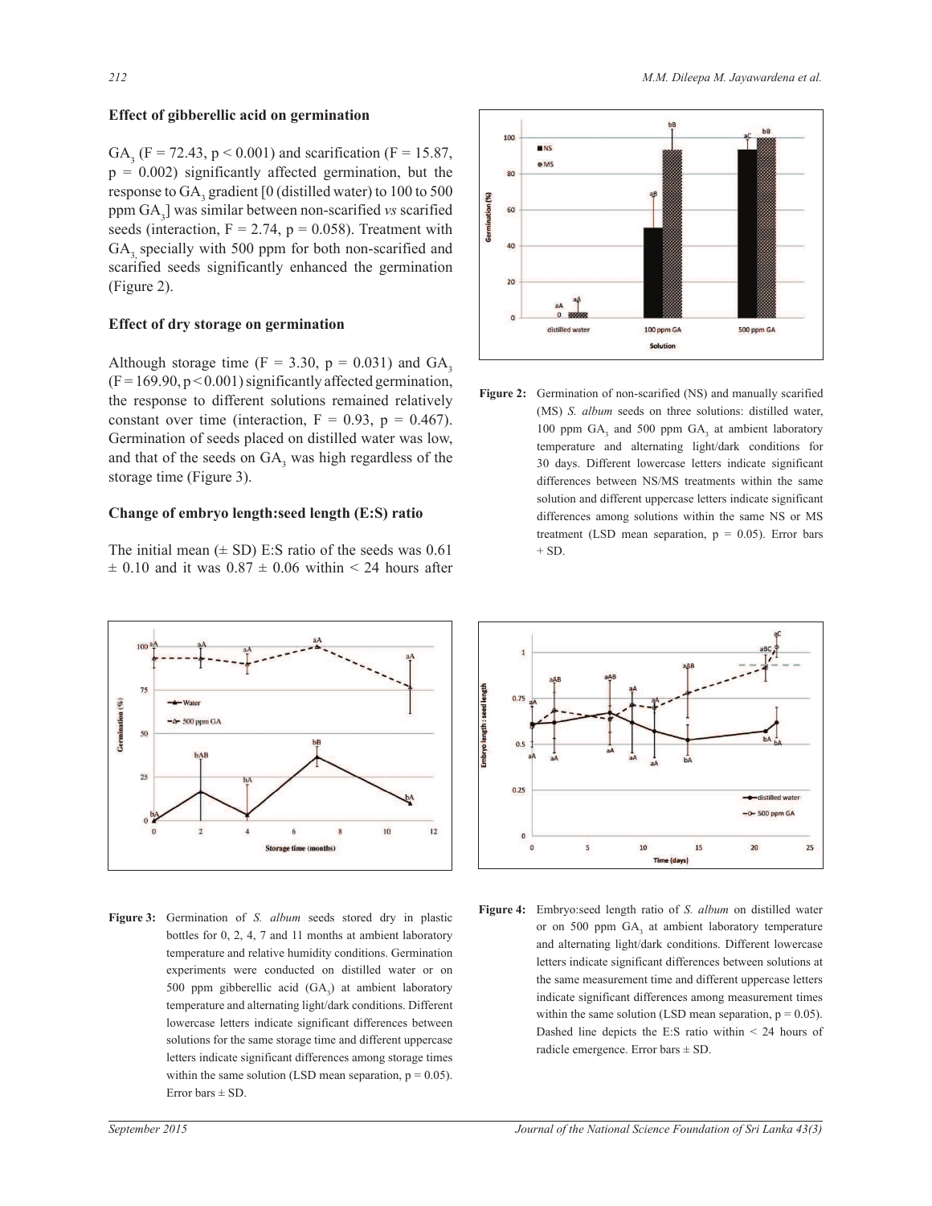### Effect of gibberellic acid on germination

$GA_3$ ($F = 72.43$, $p < 0.001$) and scarification ($F = 15.87$, $p = 0.002$) significantly affected germination, but the response to $GA_3$ gradient [0 (distilled water) to 100 to 500 ppm $GA_3$] was similar between non-scarified *vs* scarified seeds (interaction, $F = 2.74$, $p = 0.058$). Treatment with $GA_3$ specially with 500 ppm for both non-scarified and scarified seeds significantly enhanced the germination (Figure 2).

### Effect of dry storage on germination

Although storage time ($F = 3.30$, $p = 0.031$) and $GA_3$ ($F = 169.90$, $p < 0.001$) significantly affected germination, the response to different solutions remained relatively constant over time (interaction, $F = 0.93$, $p = 0.467$). Germination of seeds placed on distilled water was low, and that of the seeds on $GA_3$ was high regardless of the storage time (Figure 3).

### Change of embryo length:seed length (E:S) ratio

The initial mean (± SD) E:S ratio of the seeds was 0.61 ± 0.10 and it was 0.87 ± 0.06 within < 24 hours after

**Figure 2:** Germination of non-scarified (NS) and manually scarified (MS) *S. album* seeds on three solutions: distilled water, 100 ppm $GA_3$ and 500 ppm $GA_3$ at ambient laboratory temperature and alternating light/dark conditions for 30 days. Different lowercase letters indicate significant differences between NS/MS treatments within the same solution and different uppercase letters indicate significant differences among solutions within the same NS or MS treatment (LSD mean separation, $p = 0.05$). Error bars + SD.

**Figure 3:** Germination of *S. album* seeds stored dry in plastic bottles for 0, 2, 4, 7 and 11 months at ambient laboratory temperature and relative humidity conditions. Germination experiments were conducted on distilled water or on 500 ppm gibberellic acid ($GA_3$) at ambient laboratory temperature and alternating light/dark conditions. Different lowercase letters indicate significant differences between solutions for the same storage time and different uppercase letters indicate significant differences among storage times within the same solution (LSD mean separation, $p = 0.05$). Error bars ± SD.

**Figure 4:** Embryo:seed length ratio of *S. album* on distilled water or on 500 ppm $GA_3$ at ambient laboratory temperature and alternating light/dark conditions. Different lowercase letters indicate significant differences between solutions at the same measurement time and different uppercase letters indicate significant differences among measurement times within the same solution (LSD mean separation, $p = 0.05$). Dashed line depicts the E:S ratio within < 24 hours of radicle emergence. Error bars ± SD.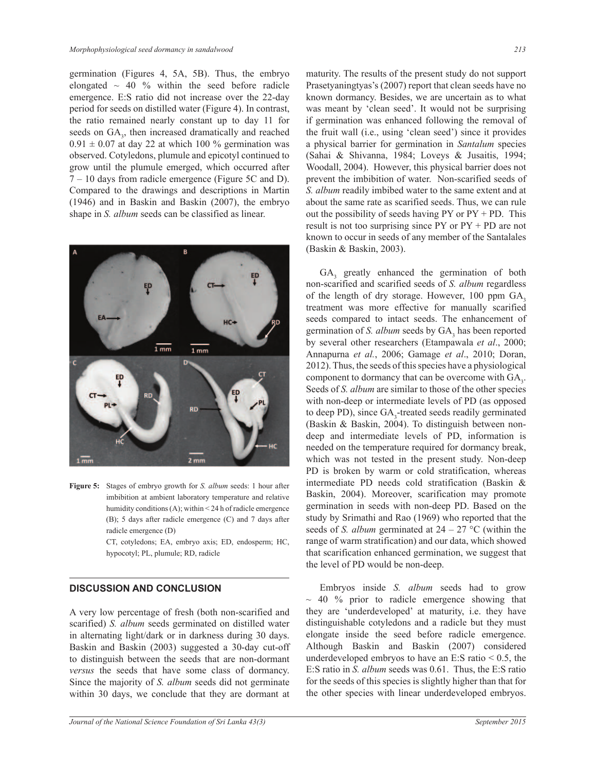germination (Figures 4, 5A, 5B). Thus, the embryo elongated ~ 40 % within the seed before radicle emergence. E:S ratio did not increase over the 22-day period for seeds on distilled water (Figure 4). In contrast, the ratio remained nearly constant up to day 11 for seeds on $GA_3$, then increased dramatically and reached $0.91 \pm 0.07$ at day 22 at which 100 % germination was observed. Cotyledons, plumule and epicotyl continued to grow until the plumule emerged, which occurred after 7 – 10 days from radicle emergence (Figure 5C and D). Compared to the drawings and descriptions in Martin (1946) and in Baskin and Baskin (2007), the embryo shape in *S. album* seeds can be classified as linear.

**Figure 5:** Stages of embryo growth for *S. album* seeds: 1 hour after imbibition at ambient laboratory temperature and relative humidity conditions (A); within < 24 h of radicle emergence (B); 5 days after radicle emergence (C) and 7 days after radicle emergence (D)

CT, cotyledons; EA, embryo axis; ED, endosperm; HC, hypocotyl; PL, plumule; RD, radicle

## DISCUSSION AND CONCLUSION

A very low percentage of fresh (both non-scarified and scarified) *S. album* seeds germinated on distilled water in alternating light/dark or in darkness during 30 days. Baskin and Baskin (2003) suggested a 30-day cut-off to distinguish between the seeds that are non-dormant *versus* the seeds that have some class of dormancy. Since the majority of *S. album* seeds did not germinate within 30 days, we conclude that they are dormant at maturity. The results of the present study do not support Prasetyaningtyas's (2007) report that clean seeds have no known dormancy. Besides, we are uncertain as to what was meant by 'clean seed'. It would not be surprising if germination was enhanced following the removal of the fruit wall (i.e., using 'clean seed') since it provides a physical barrier for germination in *Santalum* species (Sahai & Shivanna, 1984; Loveys & Jusaitis, 1994; Woodall, 2004). However, this physical barrier does not prevent the imbibition of water. Non-scarified seeds of *S. album* readily imbibed water to the same extent and at about the same rate as scarified seeds. Thus, we can rule out the possibility of seeds having PY or PY + PD. This result is not too surprising since PY or PY + PD are not known to occur in seeds of any member of the Santalales (Baskin & Baskin, 2003).

$GA_3$ greatly enhanced the germination of both non-scarified and scarified seeds of *S. album* regardless of the length of dry storage. However, 100 ppm $GA_3$ treatment was more effective for manually scarified seeds compared to intact seeds. The enhancement of germination of *S. album* seeds by $GA_3$ has been reported by several other researchers (Etampawala *et al*., 2000; Annapurna *et al.*, 2006; Gamage *et al*., 2010; Doran, 2012). Thus, the seeds of this species have a physiological component to dormancy that can be overcome with $GA_3$. Seeds of *S. album* are similar to those of the other species with non-deep or intermediate levels of PD (as opposed to deep PD), since $GA_3$-treated seeds readily germinated (Baskin & Baskin, 2004). To distinguish between non-deep and intermediate levels of PD, information is needed on the temperature required for dormancy break, which was not tested in the present study. Non-deep PD is broken by warm or cold stratification, whereas intermediate PD needs cold stratification (Baskin & Baskin, 2004). Moreover, scarification may promote germination in seeds with non-deep PD. Based on the study by Srimathi and Rao (1969) who reported that the seeds of *S. album* germinated at 24 – 27 °C (within the range of warm stratification) and our data, which showed that scarification enhanced germination, we suggest that the level of PD would be non-deep.

Embryos inside *S. album* seeds had to grow ~ 40 % prior to radicle emergence showing that they are 'underdeveloped' at maturity, i.e. they have distinguishable cotyledons and a radicle but they must elongate inside the seed before radicle emergence. Although Baskin and Baskin (2007) considered underdeveloped embryos to have an E:S ratio < 0.5, the E:S ratio in *S. album* seeds was 0.61. Thus, the E:S ratio for the seeds of this species is slightly higher than that for the other species with linear underdeveloped embryos.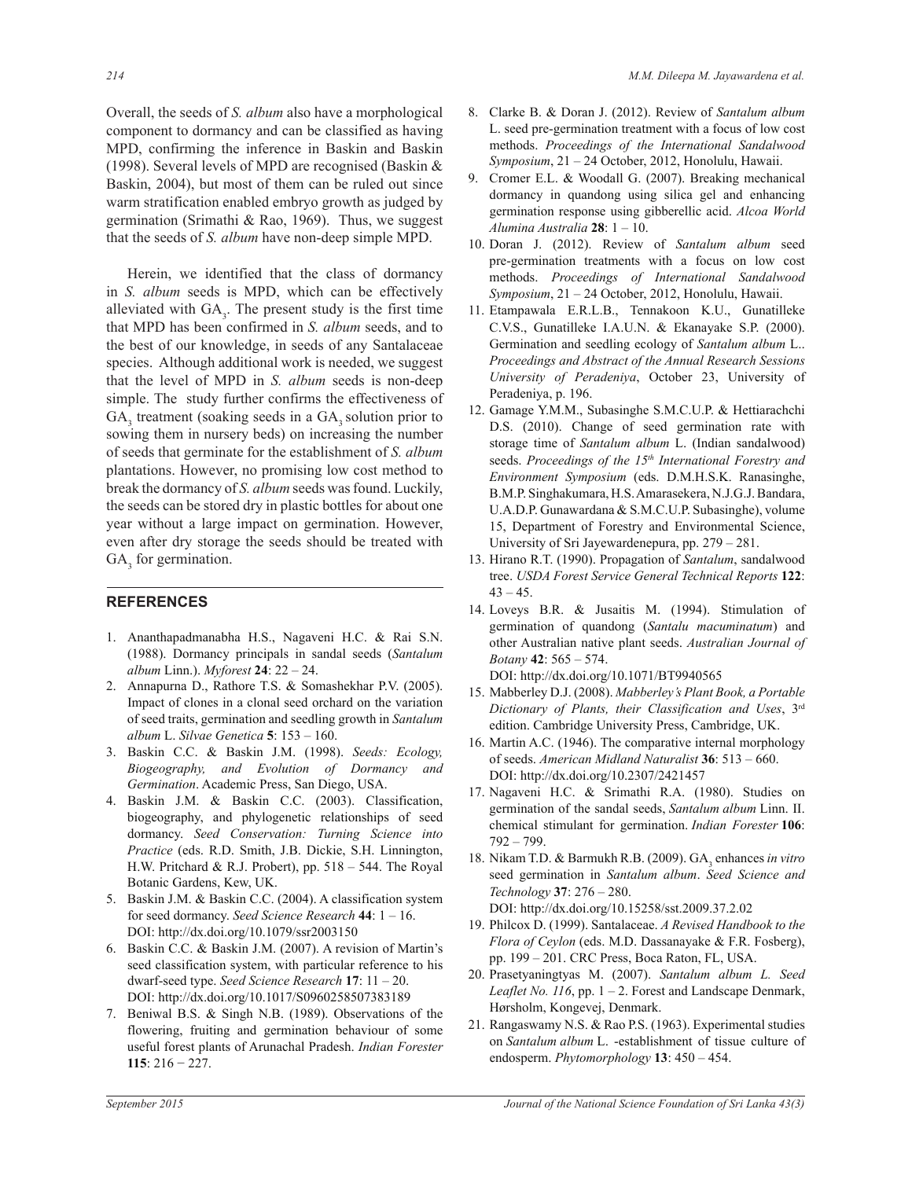Overall, the seeds of *S. album* also have a morphological component to dormancy and can be classified as having MPD, confirming the inference in Baskin and Baskin (1998). Several levels of MPD are recognised (Baskin & Baskin, 2004), but most of them can be ruled out since warm stratification enabled embryo growth as judged by germination (Srimathi & Rao, 1969). Thus, we suggest that the seeds of *S. album* have non-deep simple MPD.

Herein, we identified that the class of dormancy in *S. album* seeds is MPD, which can be effectively alleviated with $GA_3$. The present study is the first time that MPD has been confirmed in *S. album* seeds, and to the best of our knowledge, in seeds of any Santalaceae species. Although additional work is needed, we suggest that the level of MPD in *S. album* seeds is non-deep simple. The study further confirms the effectiveness of $GA_3$ treatment (soaking seeds in a $GA_3$ solution prior to sowing them in nursery beds) on increasing the number of seeds that germinate for the establishment of *S. album* plantations. However, no promising low cost method to break the dormancy of *S. album* seeds was found. Luckily, the seeds can be stored dry in plastic bottles for about one year without a large impact on germination. However, even after dry storage the seeds should be treated with $GA_3$ for germination.

## REFERENCES

1. Ananthapadmanabha H.S., Nagaveni H.C. & Rai S.N. (1988). Dormancy principals in sandal seeds (*Santalum album* Linn.). *Myforest* **24**: 22 – 24.
2. Annapurna D., Rathore T.S. & Somashekhar P.V. (2005). Impact of clones in a clonal seed orchard on the variation of seed traits, germination and seedling growth in *Santalum album* L. *Silvae Genetica* **5**: 153 – 160.
3. Baskin C.C. & Baskin J.M. (1998). *Seeds: Ecology, Biogeography, and Evolution of Dormancy and Germination*. Academic Press, San Diego, USA.
4. Baskin J.M. & Baskin C.C. (2003). Classification, biogeography, and phylogenetic relationships of seed dormancy. *Seed Conservation: Turning Science into Practice* (eds. R.D. Smith, J.B. Dickie, S.H. Linnington, H.W. Pritchard & R.J. Probert), pp. 518 – 544. The Royal Botanic Gardens, Kew, UK.
5. Baskin J.M. & Baskin C.C. (2004). A classification system for seed dormancy. *Seed Science Research* **44**: 1 – 16. DOI: http://dx.doi.org/10.1079/ssr2003150
6. Baskin C.C. & Baskin J.M. (2007). A revision of Martin's seed classification system, with particular reference to his dwarf-seed type. *Seed Science Research* **17**: 11 – 20. DOI: http://dx.doi.org/10.1017/S0960258507383189
7. Beniwal B.S. & Singh N.B. (1989). Observations of the flowering, fruiting and germination behaviour of some useful forest plants of Arunachal Pradesh. *Indian Forester* **115**: 216 − 227.
8. Clarke B. & Doran J. (2012). Review of *Santalum album* L. seed pre-germination treatment with a focus of low cost methods. *Proceedings of the International Sandalwood Symposium*, 21 – 24 October, 2012, Honolulu, Hawaii.
9. Cromer E.L. & Woodall G. (2007). Breaking mechanical dormancy in quandong using silica gel and enhancing germination response using gibberellic acid. *Alcoa World Alumina Australia* **28**: 1 – 10.
10. Doran J. (2012). Review of *Santalum album* seed pre-germination treatments with a focus on low cost methods. *Proceedings of International Sandalwood Symposium*, 21 – 24 October, 2012, Honolulu, Hawaii.
11. Etampawala E.R.L.B., Tennakoon K.U., Gunatilleke C.V.S., Gunatilleke I.A.U.N. & Ekanayake S.P. (2000). Germination and seedling ecology of *Santalum album* L.. *Proceedings and Abstract of the Annual Research Sessions University of Peradeniya*, October 23, University of Peradeniya, p. 196.
12. Gamage Y.M.M., Subasinghe S.M.C.U.P. & Hettiarachchi D.S. (2010). Change of seed germination rate with storage time of *Santalum album* L. (Indian sandalwood) seeds. *Proceedings of the 15th International Forestry and Environment Symposium* (eds. D.M.H.S.K. Ranasinghe, B.M.P. Singhakumara, H.S. Amarasekera, N.J.G.J. Bandara, U.A.D.P. Gunawardana & S.M.C.U.P. Subasinghe), volume 15, Department of Forestry and Environmental Science, University of Sri Jayewardenepura, pp. 279 – 281.
13. Hirano R.T. (1990). Propagation of *Santalum*, sandalwood tree. *USDA Forest Service General Technical Reports* **122**: 43 – 45.
14. Loveys B.R. & Jusaitis M. (1994). Stimulation of germination of quandong (*Santalu macuminatum*) and other Australian native plant seeds. *Australian Journal of Botany* **42**: 565 – 574. DOI: http://dx.doi.org/10.1071/BT9940565
15. Mabberley D.J. (2008). *Mabberley's Plant Book, a Portable Dictionary of Plants, their Classification and Uses*, 3rd edition. Cambridge University Press, Cambridge, UK.
16. Martin A.C. (1946). The comparative internal morphology of seeds. *American Midland Naturalist* **36**: 513 – 660. DOI: http://dx.doi.org/10.2307/2421457
17. Nagaveni H.C. & Srimathi R.A. (1980). Studies on germination of the sandal seeds, *Santalum album* Linn. II. chemical stimulant for germination. *Indian Forester* **106**: 792 – 799.
18. Nikam T.D. & Barmukh R.B. (2009). $GA_3$ enhances *in vitro* seed germination in *Santalum album*. *Seed Science and Technology* **37**: 276 – 280. DOI: http://dx.doi.org/10.15258/sst.2009.37.2.02
19. Philcox D. (1999). Santalaceae. *A Revised Handbook to the Flora of Ceylon* (eds. M.D. Dassanayake & F.R. Fosberg), pp. 199 – 201. CRC Press, Boca Raton, FL, USA.
20. Prasetyaningtyas M. (2007). *Santalum album L. Seed Leaflet No. 116*, pp. 1 – 2. Forest and Landscape Denmark, Hørsholm, Kongevej, Denmark.
21. Rangaswamy N.S. & Rao P.S. (1963). Experimental studies on *Santalum album* L. -establishment of tissue culture of endosperm. *Phytomorphology* **13**: 450 – 454.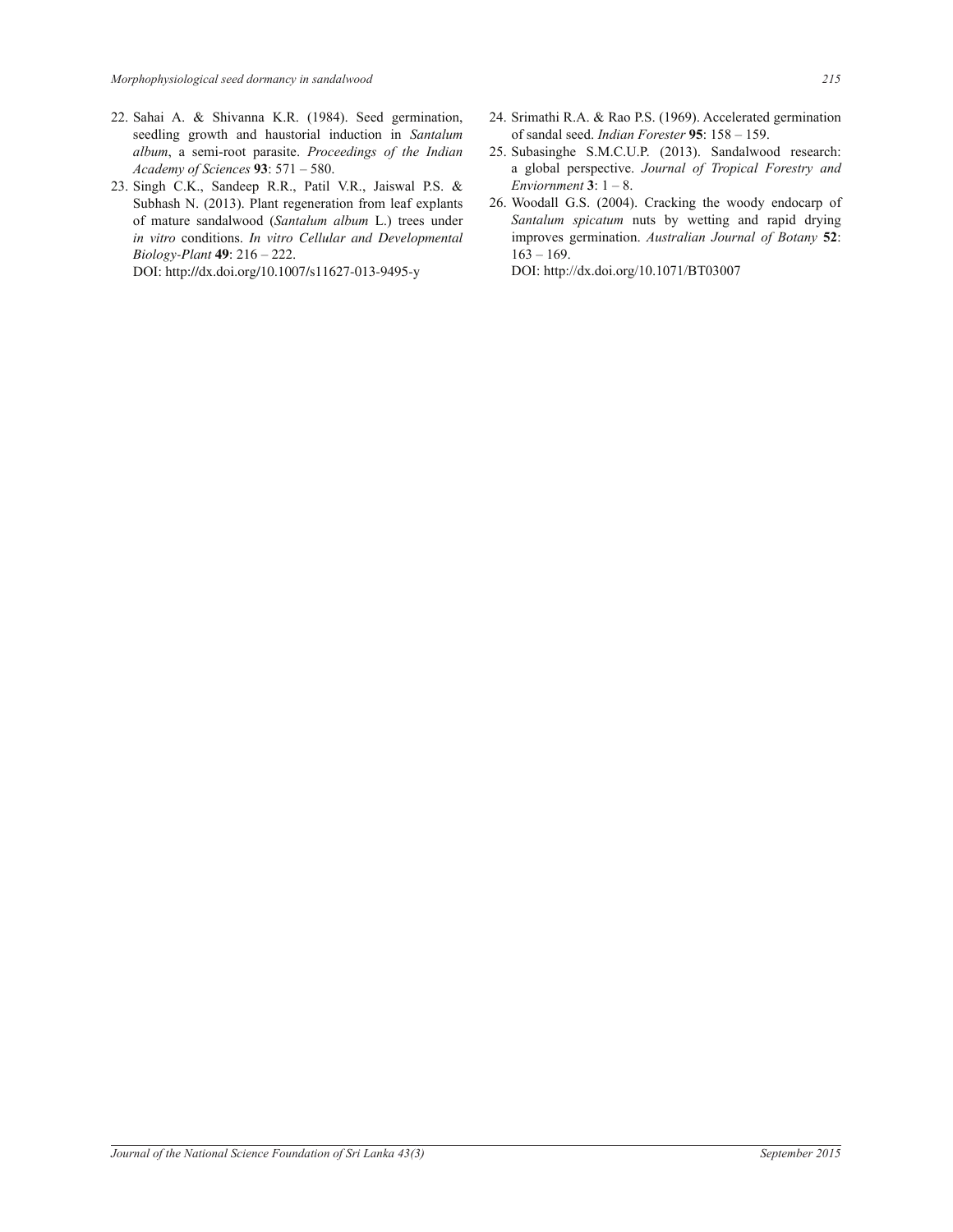22. Sahai A. & Shivanna K.R. (1984). Seed germination, seedling growth and haustorial induction in *Santalum album*, a semi-root parasite. *Proceedings of the Indian Academy of Sciences* **93**: 571 – 580.
23. Singh C.K., Sandeep R.R., Patil V.R., Jaiswal P.S. & Subhash N. (2013). Plant regeneration from leaf explants of mature sandalwood (*Santalum album* L.) trees under *in vitro* conditions. *In vitro Cellular and Developmental Biology-Plant* **49**: 216 – 222.
    DOI: http://dx.doi.org/10.1007/s11627-013-9495-y
24. Srimathi R.A. & Rao P.S. (1969). Accelerated germination of sandal seed. *Indian Forester* **95**: 158 – 159.
25. Subasinghe S.M.C.U.P. (2013). Sandalwood research: a global perspective. *Journal of Tropical Forestry and Enviornment* **3**: 1 – 8.
26. Woodall G.S. (2004). Cracking the woody endocarp of *Santalum spicatum* nuts by wetting and rapid drying improves germination. *Australian Journal of Botany* **52**: 163 – 169.
    DOI: http://dx.doi.org/10.1071/BT03007